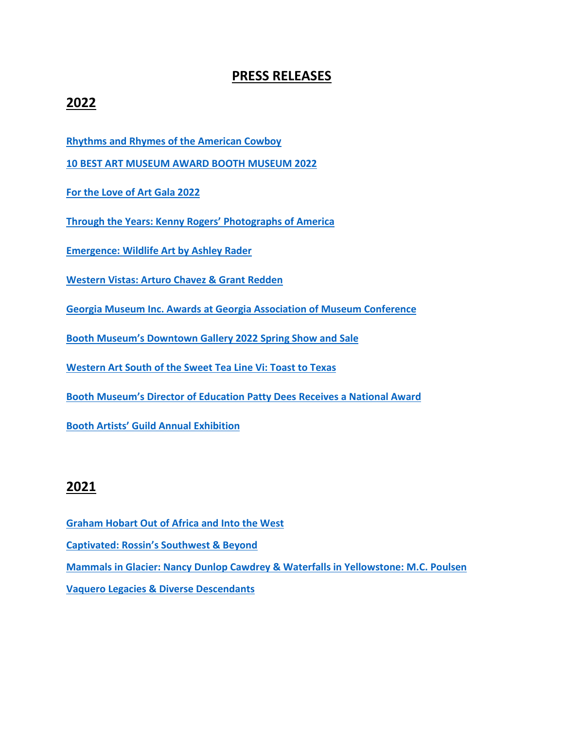# PRESS RELEASES

## 2022

**Rhythms and Rhymes of the American Cowboy**

**10 BEST ART MUSEUM AWARD BOOTH MUSEUM 2022**

**For the Love of Art Gala 2022**

**Through the Years: Kenny Rogers' Photographs of America**

**Emergence: Wildlife Art by Ashley Rader**

**Western Vistas: Arturo Chavez & Grant Redden**

**Georgia Museum Inc. Awards at Georgia Association of Museum Conference**

**Booth Museum's Downtown Gallery 2022 Spring Show and Sale**

**Western Art South of the Sweet Tea Line Vi: Toast to Texas**

**Booth Museum's Director of Education Patty Dees Receives a National Award**

**Booth Artists' Guild Annual Exhibition**

## 2021

**Graham Hobart Out of Africa and Into the West**

**Captivated: Rossin's Southwest & Beyond**

**Mammals in Glacier: Nancy Dunlop Cawdrey & Waterfalls in Yellowstone: M.C. Poulsen**

**Vaquero Legacies & Diverse Descendants**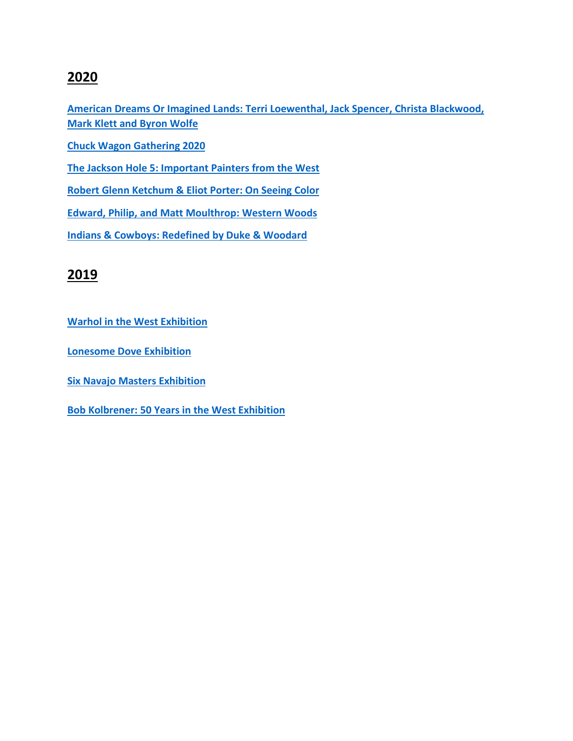## 2020

**American Dreams Or Imagined Lands: Terri Loewenthal, Jack Spencer, Christa Blackwood, Mark Klett and Byron Wolfe**

**Chuck Wagon Gathering 2020**

**The Jackson Hole 5: Important Painters from the West**

**Robert Glenn Ketchum & Eliot Porter: On Seeing Color**

**Edward, Philip, and Matt Moulthrop: Western Woods**

**Indians & Cowboys: Redefined by Duke & Woodard**

## 2019

**Warhol in the West Exhibition**

**Lonesome Dove Exhibition**

**Six Navajo Masters Exhibition**

**Bob Kolbrener: 50 Years in the West Exhibition**